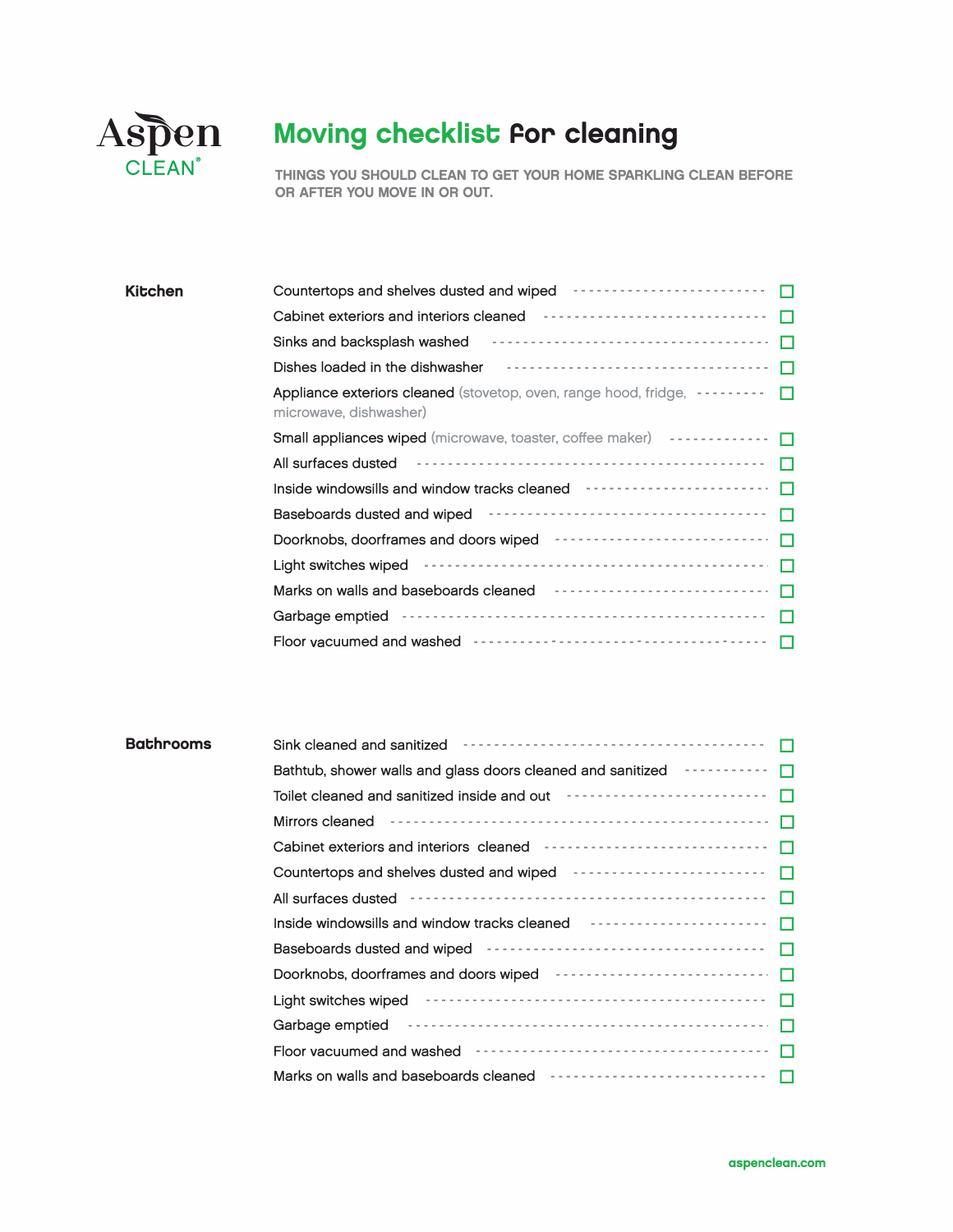Aspen CLEAN®

# Moving checklist for cleaning

THINGS YOU SHOULD CLEAN TO GET YOUR HOME SPARKLING CLEAN BEFORE OR AFTER YOU MOVE IN OR OUT.

## Kitchen

- [ ] Countertops and shelves dusted and wiped
- [ ] Cabinet exteriors and interiors cleaned
- [ ] Sinks and backsplash washed
- [ ] Dishes loaded in the dishwasher
- [ ] Appliance exteriors cleaned (stovetop, oven, range hood, fridge, microwave, dishwasher)
- [ ] Small appliances wiped (microwave, toaster, coffee maker)
- [ ] All surfaces dusted
- [ ] Inside windowsills and window tracks cleaned
- [ ] Baseboards dusted and wiped
- [ ] Doorknobs, doorframes and doors wiped
- [ ] Light switches wiped
- [ ] Marks on walls and baseboards cleaned
- [ ] Garbage emptied
- [ ] Floor vacuumed and washed

## Bathrooms

- [ ] Sink cleaned and sanitized
- [ ] Bathtub, shower walls and glass doors cleaned and sanitized
- [ ] Toilet cleaned and sanitized inside and out
- [ ] Mirrors cleaned
- [ ] Cabinet exteriors and interiors cleaned
- [ ] Countertops and shelves dusted and wiped
- [ ] All surfaces dusted
- [ ] Inside windowsills and window tracks cleaned
- [ ] Baseboards dusted and wiped
- [ ] Doorknobs, doorframes and doors wiped
- [ ] Light switches wiped
- [ ] Garbage emptied
- [ ] Floor vacuumed and washed
- [ ] Marks on walls and baseboards cleaned

aspenclean.com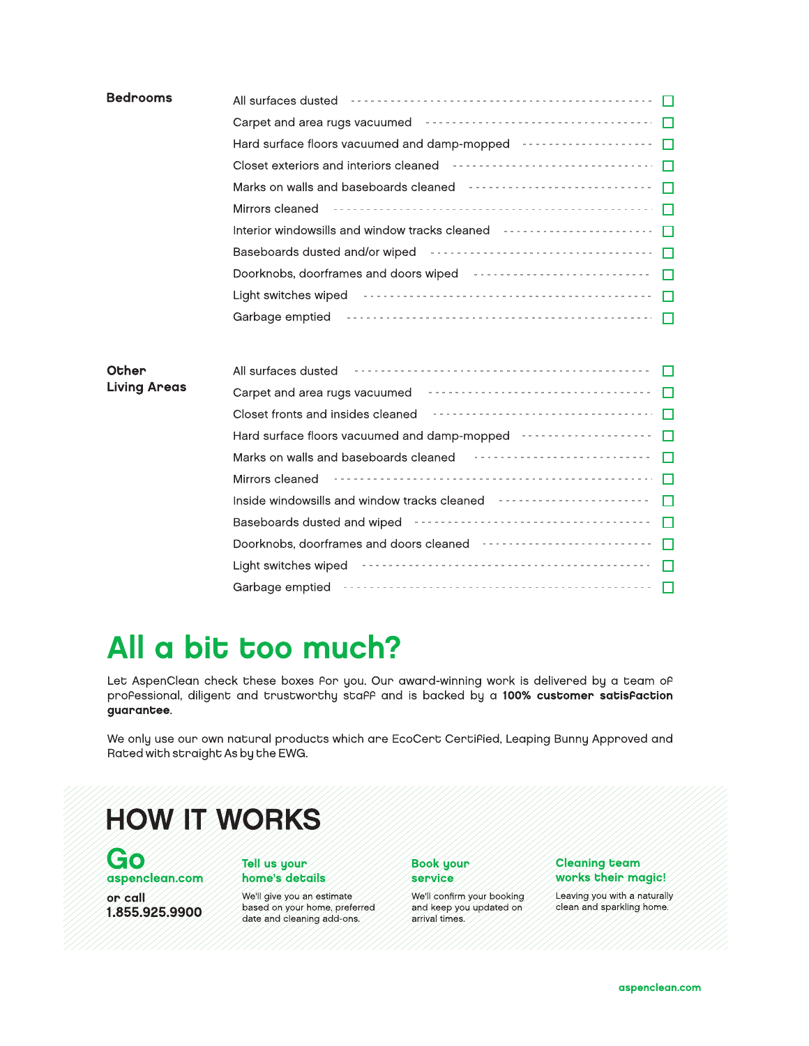## Bedrooms

- [ ] All surfaces dusted
- [ ] Carpet and area rugs vacuumed
- [ ] Hard surface floors vacuumed and damp-mopped
- [ ] Closet exteriors and interiors cleaned
- [ ] Marks on walls and baseboards cleaned
- [ ] Mirrors cleaned
- [ ] Interior windowsills and window tracks cleaned
- [ ] Baseboards dusted and/or wiped
- [ ] Doorknobs, doorframes and doors wiped
- [ ] Light switches wiped
- [ ] Garbage emptied

## Other Living Areas

- [ ] All surfaces dusted
- [ ] Carpet and area rugs vacuumed
- [ ] Closet fronts and insides cleaned
- [ ] Hard surface floors vacuumed and damp-mopped
- [ ] Marks on walls and baseboards cleaned
- [ ] Mirrors cleaned
- [ ] Inside windowsills and window tracks cleaned
- [ ] Baseboards dusted and wiped
- [ ] Doorknobs, doorframes and doors cleaned
- [ ] Light switches wiped
- [ ] Garbage emptied

# All a bit too much?

Let AspenClean check these boxes for you. Our award-winning work is delivered by a team of professional, diligent and trustworthy staff and is backed by a **100% customer satisfaction guarantee**.

We only use our own natural products which are EcoCert Certified, Leaping Bunny Approved and Rated with straight As by the EWG.

## HOW IT WORKS

**Go aspenclean.com**
**or call 1.855.925.9900**

**Tell us your home's details**
We'll give you an estimate based on your home, preferred date and cleaning add-ons.

**Book your service**
We'll confirm your booking and keep you updated on arrival times.

**Cleaning team works their magic!**
Leaving you with a naturally clean and sparkling home.

aspenclean.com